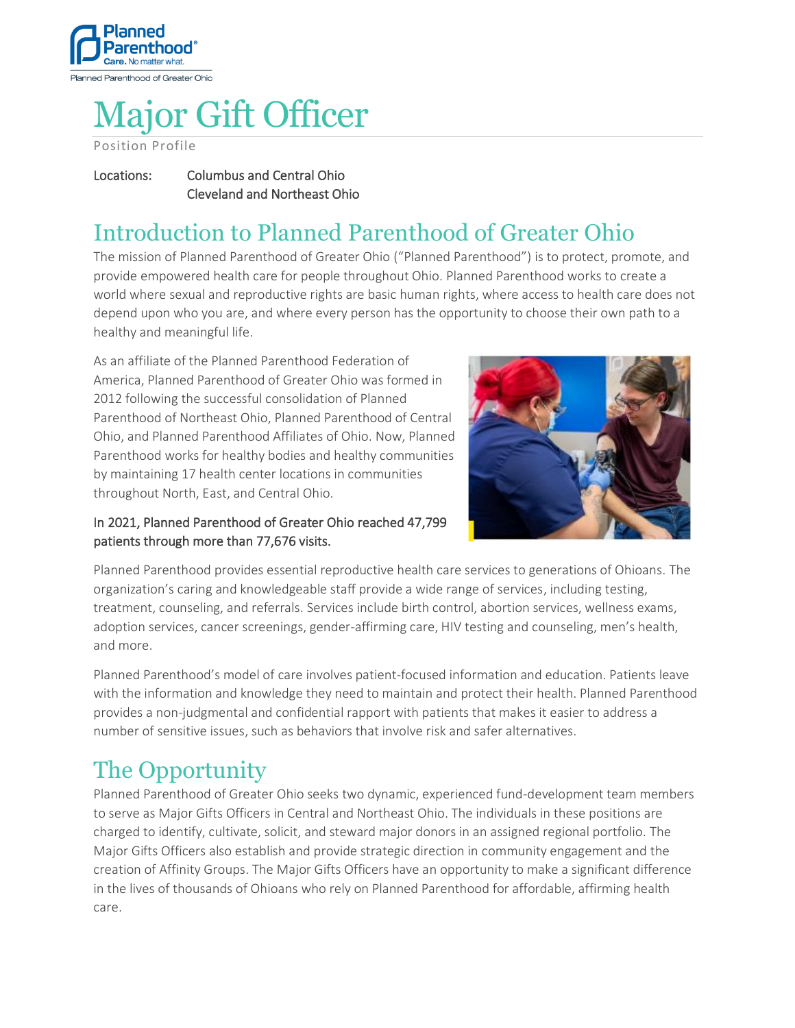Planned Parenthood®
Care. No matter what.
Planned Parenthood of Greater Ohio

# Major Gift Officer

Position Profile

Locations: Columbus and Central Ohio
Cleveland and Northeast Ohio

## Introduction to Planned Parenthood of Greater Ohio

The mission of Planned Parenthood of Greater Ohio ("Planned Parenthood") is to protect, promote, and provide empowered health care for people throughout Ohio. Planned Parenthood works to create a world where sexual and reproductive rights are basic human rights, where access to health care does not depend upon who you are, and where every person has the opportunity to choose their own path to a healthy and meaningful life.

As an affiliate of the Planned Parenthood Federation of America, Planned Parenthood of Greater Ohio was formed in 2012 following the successful consolidation of Planned Parenthood of Northeast Ohio, Planned Parenthood of Central Ohio, and Planned Parenthood Affiliates of Ohio. Now, Planned Parenthood works for healthy bodies and healthy communities by maintaining 17 health center locations in communities throughout North, East, and Central Ohio.

In 2021, Planned Parenthood of Greater Ohio reached 47,799 patients through more than 77,676 visits.

Planned Parenthood provides essential reproductive health care services to generations of Ohioans. The organization's caring and knowledgeable staff provide a wide range of services, including testing, treatment, counseling, and referrals. Services include birth control, abortion services, wellness exams, adoption services, cancer screenings, gender-affirming care, HIV testing and counseling, men's health, and more.

Planned Parenthood's model of care involves patient-focused information and education. Patients leave with the information and knowledge they need to maintain and protect their health. Planned Parenthood provides a non-judgmental and confidential rapport with patients that makes it easier to address a number of sensitive issues, such as behaviors that involve risk and safer alternatives.

## The Opportunity

Planned Parenthood of Greater Ohio seeks two dynamic, experienced fund-development team members to serve as Major Gifts Officers in Central and Northeast Ohio. The individuals in these positions are charged to identify, cultivate, solicit, and steward major donors in an assigned regional portfolio. The Major Gifts Officers also establish and provide strategic direction in community engagement and the creation of Affinity Groups. The Major Gifts Officers have an opportunity to make a significant difference in the lives of thousands of Ohioans who rely on Planned Parenthood for affordable, affirming health care.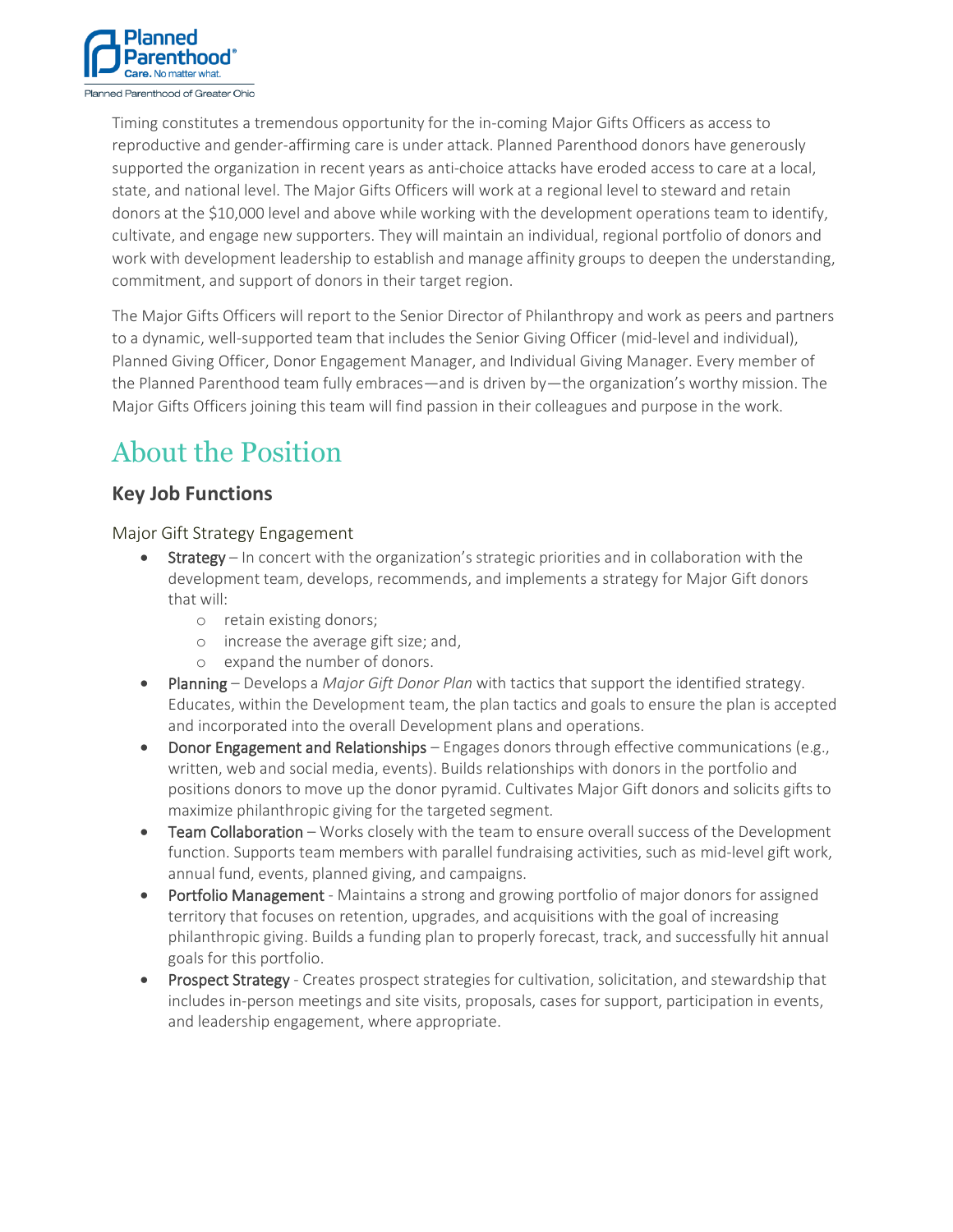Timing constitutes a tremendous opportunity for the in-coming Major Gifts Officers as access to reproductive and gender-affirming care is under attack. Planned Parenthood donors have generously supported the organization in recent years as anti-choice attacks have eroded access to care at a local, state, and national level. The Major Gifts Officers will work at a regional level to steward and retain donors at the $10,000 level and above while working with the development operations team to identify, cultivate, and engage new supporters. They will maintain an individual, regional portfolio of donors and work with development leadership to establish and manage affinity groups to deepen the understanding, commitment, and support of donors in their target region.

The Major Gifts Officers will report to the Senior Director of Philanthropy and work as peers and partners to a dynamic, well-supported team that includes the Senior Giving Officer (mid-level and individual), Planned Giving Officer, Donor Engagement Manager, and Individual Giving Manager. Every member of the Planned Parenthood team fully embraces—and is driven by—the organization's worthy mission. The Major Gifts Officers joining this team will find passion in their colleagues and purpose in the work.

# About the Position

## Key Job Functions

### Major Gift Strategy Engagement

- Strategy – In concert with the organization's strategic priorities and in collaboration with the development team, develops, recommends, and implements a strategy for Major Gift donors that will:
  - retain existing donors;
  - increase the average gift size; and,
  - expand the number of donors.
- Planning – Develops a *Major Gift Donor Plan* with tactics that support the identified strategy. Educates, within the Development team, the plan tactics and goals to ensure the plan is accepted and incorporated into the overall Development plans and operations.
- Donor Engagement and Relationships – Engages donors through effective communications (e.g., written, web and social media, events). Builds relationships with donors in the portfolio and positions donors to move up the donor pyramid. Cultivates Major Gift donors and solicits gifts to maximize philanthropic giving for the targeted segment.
- Team Collaboration – Works closely with the team to ensure overall success of the Development function. Supports team members with parallel fundraising activities, such as mid-level gift work, annual fund, events, planned giving, and campaigns.
- Portfolio Management - Maintains a strong and growing portfolio of major donors for assigned territory that focuses on retention, upgrades, and acquisitions with the goal of increasing philanthropic giving. Builds a funding plan to properly forecast, track, and successfully hit annual goals for this portfolio.
- Prospect Strategy - Creates prospect strategies for cultivation, solicitation, and stewardship that includes in-person meetings and site visits, proposals, cases for support, participation in events, and leadership engagement, where appropriate.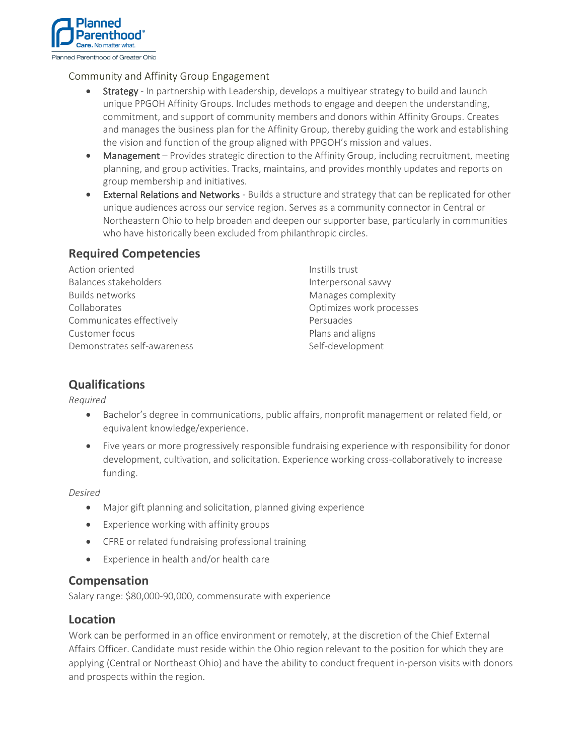Community and Affinity Group Engagement

- Strategy - In partnership with Leadership, develops a multiyear strategy to build and launch unique PPGOH Affinity Groups. Includes methods to engage and deepen the understanding, commitment, and support of community members and donors within Affinity Groups. Creates and manages the business plan for the Affinity Group, thereby guiding the work and establishing the vision and function of the group aligned with PPGOH's mission and values.
- Management – Provides strategic direction to the Affinity Group, including recruitment, meeting planning, and group activities. Tracks, maintains, and provides monthly updates and reports on group membership and initiatives.
- External Relations and Networks - Builds a structure and strategy that can be replicated for other unique audiences across our service region. Serves as a community connector in Central or Northeastern Ohio to help broaden and deepen our supporter base, particularly in communities who have historically been excluded from philanthropic circles.

## Required Competencies

Action oriented
Balances stakeholders
Builds networks
Collaborates
Communicates effectively
Customer focus
Demonstrates self-awareness
Instills trust
Interpersonal savvy
Manages complexity
Optimizes work processes
Persuades
Plans and aligns
Self-development

## Qualifications

*Required*

- Bachelor's degree in communications, public affairs, nonprofit management or related field, or equivalent knowledge/experience.
- Five years or more progressively responsible fundraising experience with responsibility for donor development, cultivation, and solicitation. Experience working cross-collaboratively to increase funding.

*Desired*

- Major gift planning and solicitation, planned giving experience
- Experience working with affinity groups
- CFRE or related fundraising professional training
- Experience in health and/or health care

## Compensation

Salary range: $80,000-90,000, commensurate with experience

## Location

Work can be performed in an office environment or remotely, at the discretion of the Chief External Affairs Officer. Candidate must reside within the Ohio region relevant to the position for which they are applying (Central or Northeast Ohio) and have the ability to conduct frequent in-person visits with donors and prospects within the region.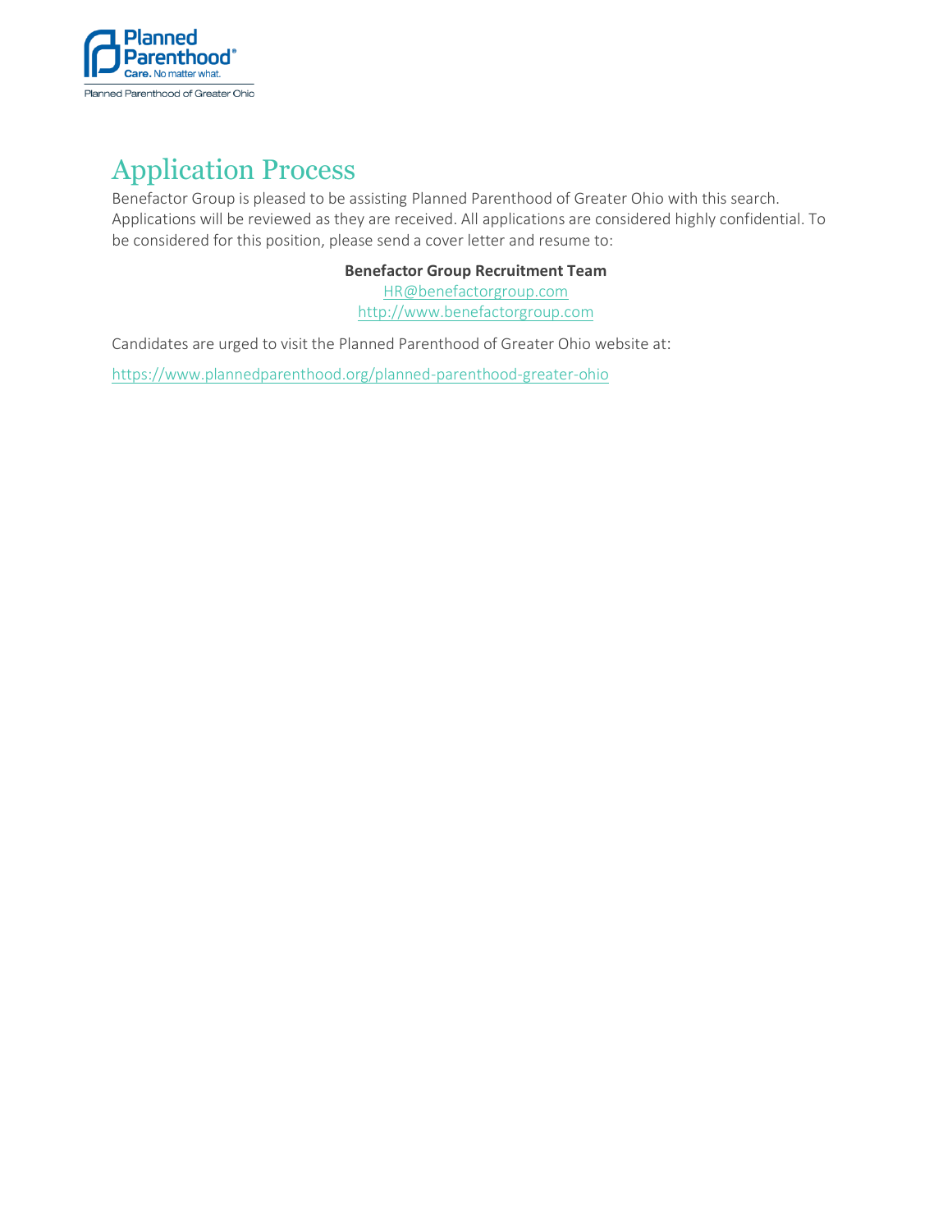# Application Process

Benefactor Group is pleased to be assisting Planned Parenthood of Greater Ohio with this search. Applications will be reviewed as they are received. All applications are considered highly confidential. To be considered for this position, please send a cover letter and resume to:

**Benefactor Group Recruitment Team**
HR@benefactorgroup.com
http://www.benefactorgroup.com

Candidates are urged to visit the Planned Parenthood of Greater Ohio website at:

https://www.plannedparenthood.org/planned-parenthood-greater-ohio